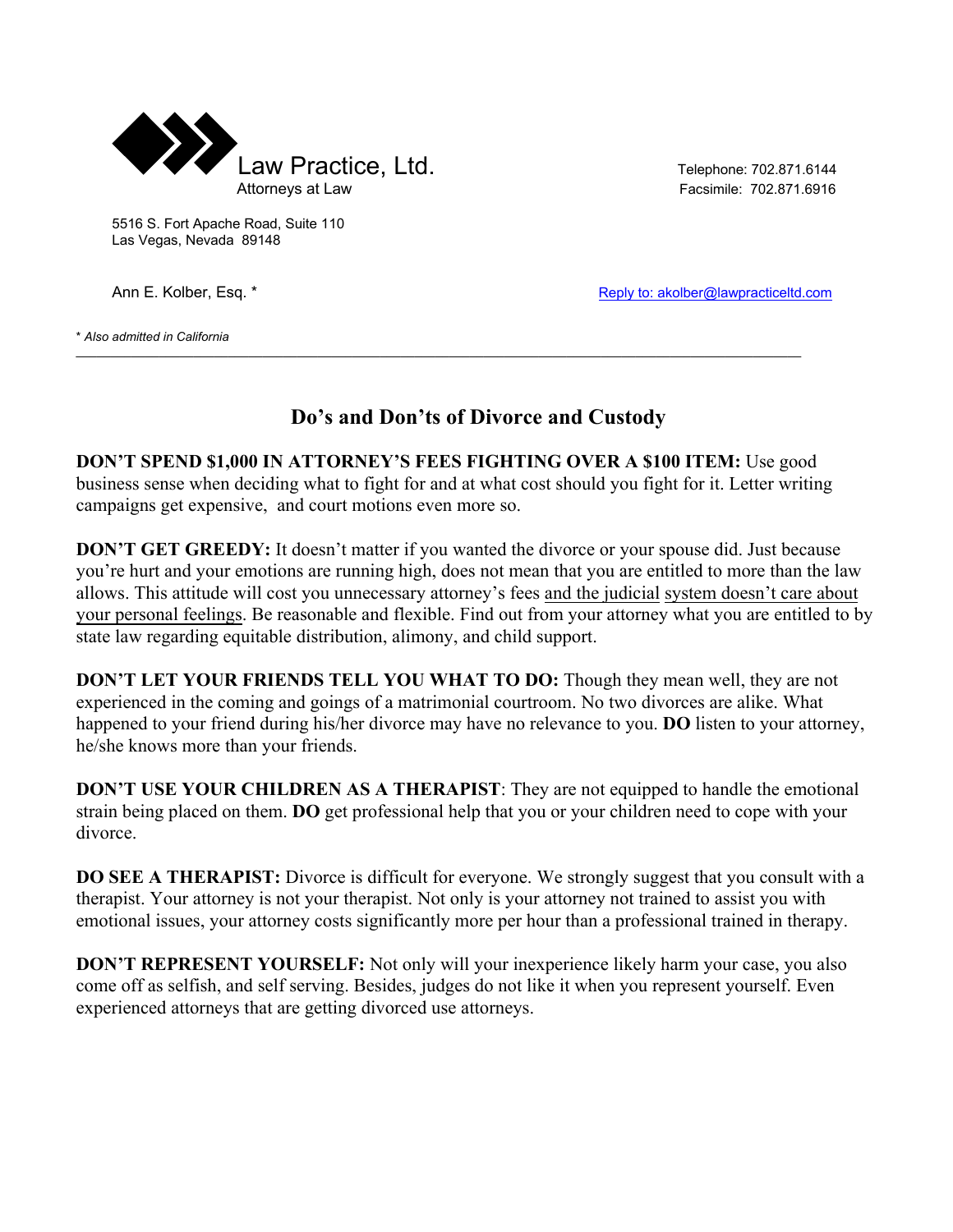Law Practice, Ltd.
Attorneys at Law

Telephone: 702.871.6144
Facsimile: 702.871.6916

5516 S. Fort Apache Road, Suite 110
Las Vegas, Nevada 89148

Ann E. Kolber, Esq. *

Reply to: akolber@lawpracticeltd.com

*\* Also admitted in California*

---

# Do's and Don'ts of Divorce and Custody

**DON'T SPEND $1,000 IN ATTORNEY'S FEES FIGHTING OVER A $100 ITEM:** Use good business sense when deciding what to fight for and at what cost should you fight for it. Letter writing campaigns get expensive, and court motions even more so.

**DON'T GET GREEDY:** It doesn't matter if you wanted the divorce or your spouse did. Just because you're hurt and your emotions are running high, does not mean that you are entitled to more than the law allows. This attitude will cost you unnecessary attorney's fees and the judicial system doesn't care about your personal feelings. Be reasonable and flexible. Find out from your attorney what you are entitled to by state law regarding equitable distribution, alimony, and child support.

**DON'T LET YOUR FRIENDS TELL YOU WHAT TO DO:** Though they mean well, they are not experienced in the coming and goings of a matrimonial courtroom. No two divorces are alike. What happened to your friend during his/her divorce may have no relevance to you. **DO** listen to your attorney, he/she knows more than your friends.

**DON'T USE YOUR CHILDREN AS A THERAPIST**: They are not equipped to handle the emotional strain being placed on them. **DO** get professional help that you or your children need to cope with your divorce.

**DO SEE A THERAPIST:** Divorce is difficult for everyone. We strongly suggest that you consult with a therapist. Your attorney is not your therapist. Not only is your attorney not trained to assist you with emotional issues, your attorney costs significantly more per hour than a professional trained in therapy.

**DON'T REPRESENT YOURSELF:** Not only will your inexperience likely harm your case, you also come off as selfish, and self serving. Besides, judges do not like it when you represent yourself. Even experienced attorneys that are getting divorced use attorneys.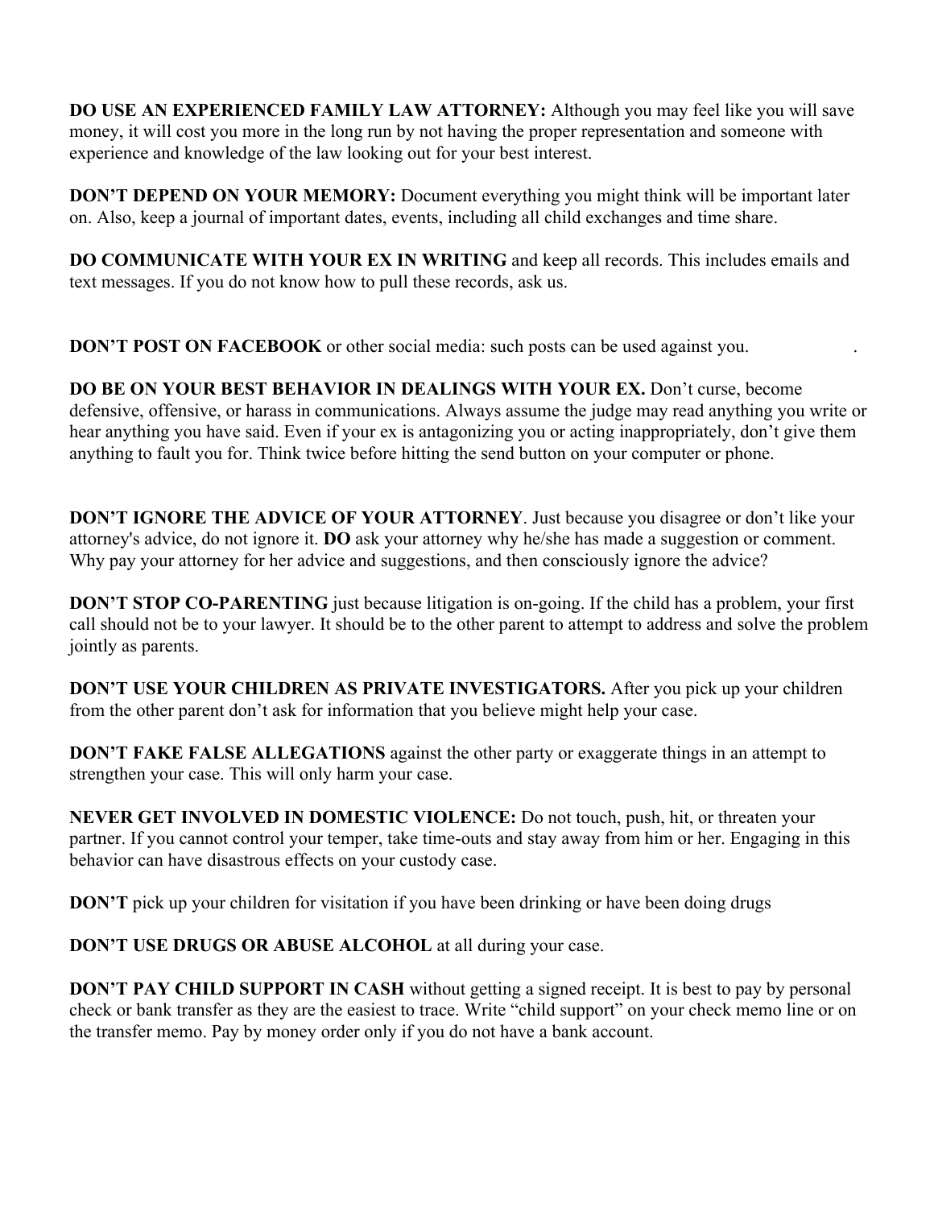**DO USE AN EXPERIENCED FAMILY LAW ATTORNEY:** Although you may feel like you will save money, it will cost you more in the long run by not having the proper representation and someone with experience and knowledge of the law looking out for your best interest.

**DON'T DEPEND ON YOUR MEMORY:** Document everything you might think will be important later on. Also, keep a journal of important dates, events, including all child exchanges and time share.

**DO COMMUNICATE WITH YOUR EX IN WRITING** and keep all records. This includes emails and text messages. If you do not know how to pull these records, ask us.

**DON'T POST ON FACEBOOK** or other social media: such posts can be used against you.

**DO BE ON YOUR BEST BEHAVIOR IN DEALINGS WITH YOUR EX.** Don't curse, become defensive, offensive, or harass in communications. Always assume the judge may read anything you write or hear anything you have said. Even if your ex is antagonizing you or acting inappropriately, don't give them anything to fault you for. Think twice before hitting the send button on your computer or phone.

**DON'T IGNORE THE ADVICE OF YOUR ATTORNEY**. Just because you disagree or don't like your attorney's advice, do not ignore it. **DO** ask your attorney why he/she has made a suggestion or comment. Why pay your attorney for her advice and suggestions, and then consciously ignore the advice?

**DON'T STOP CO-PARENTING** just because litigation is on-going. If the child has a problem, your first call should not be to your lawyer. It should be to the other parent to attempt to address and solve the problem jointly as parents.

**DON'T USE YOUR CHILDREN AS PRIVATE INVESTIGATORS.** After you pick up your children from the other parent don't ask for information that you believe might help your case.

**DON'T FAKE FALSE ALLEGATIONS** against the other party or exaggerate things in an attempt to strengthen your case. This will only harm your case.

**NEVER GET INVOLVED IN DOMESTIC VIOLENCE:** Do not touch, push, hit, or threaten your partner. If you cannot control your temper, take time-outs and stay away from him or her. Engaging in this behavior can have disastrous effects on your custody case.

**DON'T** pick up your children for visitation if you have been drinking or have been doing drugs

**DON'T USE DRUGS OR ABUSE ALCOHOL** at all during your case.

**DON'T PAY CHILD SUPPORT IN CASH** without getting a signed receipt. It is best to pay by personal check or bank transfer as they are the easiest to trace. Write "child support" on your check memo line or on the transfer memo. Pay by money order only if you do not have a bank account.